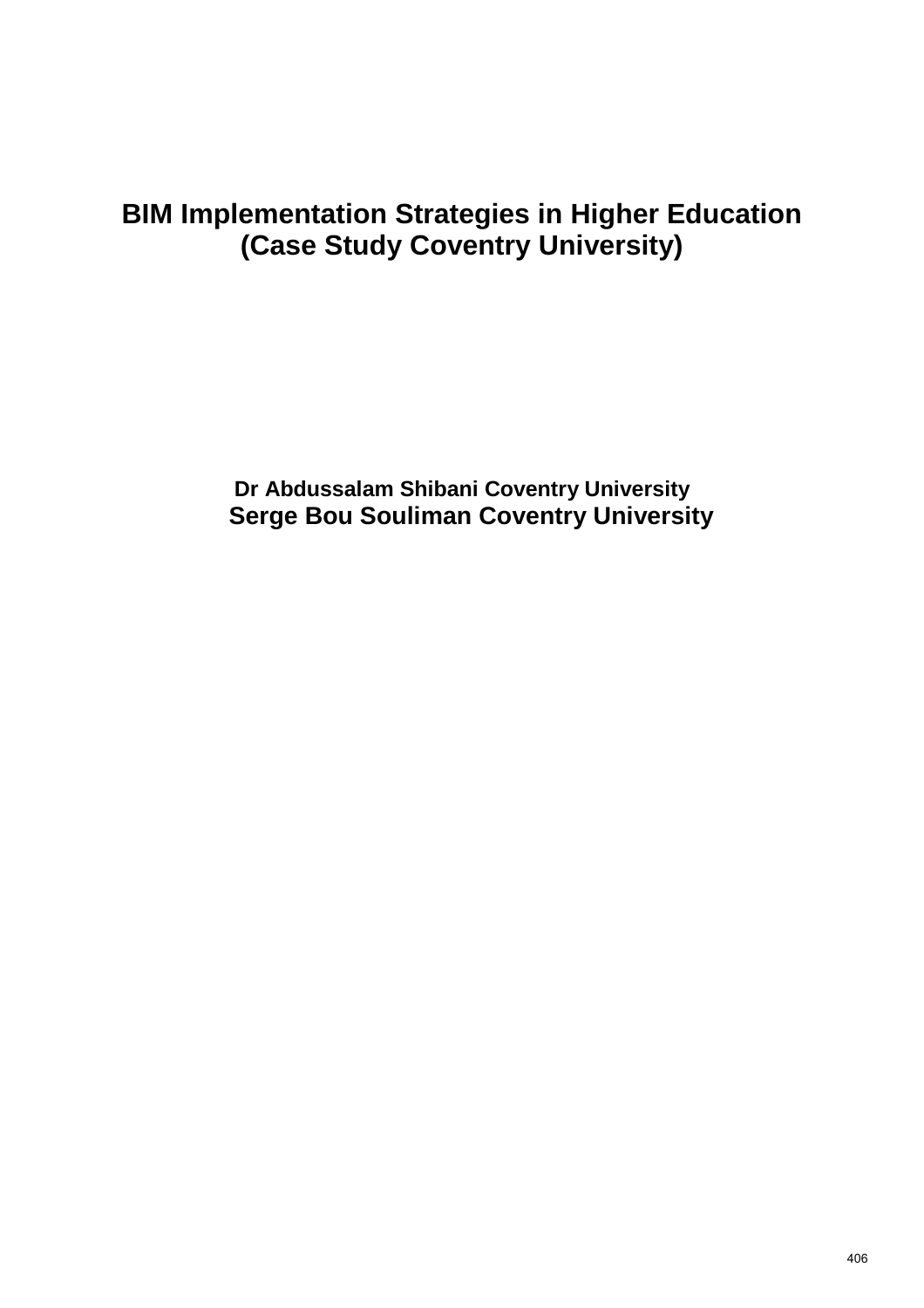# BIM Implementation Strategies in Higher Education (Case Study Coventry University)

**Dr Abdussalam Shibani Coventry University**

**Serge Bou Souliman Coventry University**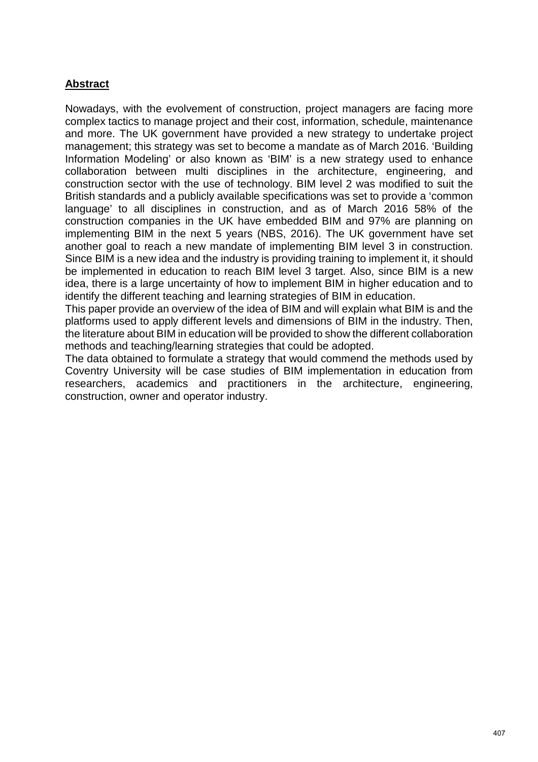## Abstract

Nowadays, with the evolvement of construction, project managers are facing more complex tactics to manage project and their cost, information, schedule, maintenance and more. The UK government have provided a new strategy to undertake project management; this strategy was set to become a mandate as of March 2016. 'Building Information Modeling' or also known as 'BIM' is a new strategy used to enhance collaboration between multi disciplines in the architecture, engineering, and construction sector with the use of technology. BIM level 2 was modified to suit the British standards and a publicly available specifications was set to provide a 'common language' to all disciplines in construction, and as of March 2016 58% of the construction companies in the UK have embedded BIM and 97% are planning on implementing BIM in the next 5 years (NBS, 2016). The UK government have set another goal to reach a new mandate of implementing BIM level 3 in construction. Since BIM is a new idea and the industry is providing training to implement it, it should be implemented in education to reach BIM level 3 target. Also, since BIM is a new idea, there is a large uncertainty of how to implement BIM in higher education and to identify the different teaching and learning strategies of BIM in education.

This paper provide an overview of the idea of BIM and will explain what BIM is and the platforms used to apply different levels and dimensions of BIM in the industry. Then, the literature about BIM in education will be provided to show the different collaboration methods and teaching/learning strategies that could be adopted.

The data obtained to formulate a strategy that would commend the methods used by Coventry University will be case studies of BIM implementation in education from researchers, academics and practitioners in the architecture, engineering, construction, owner and operator industry.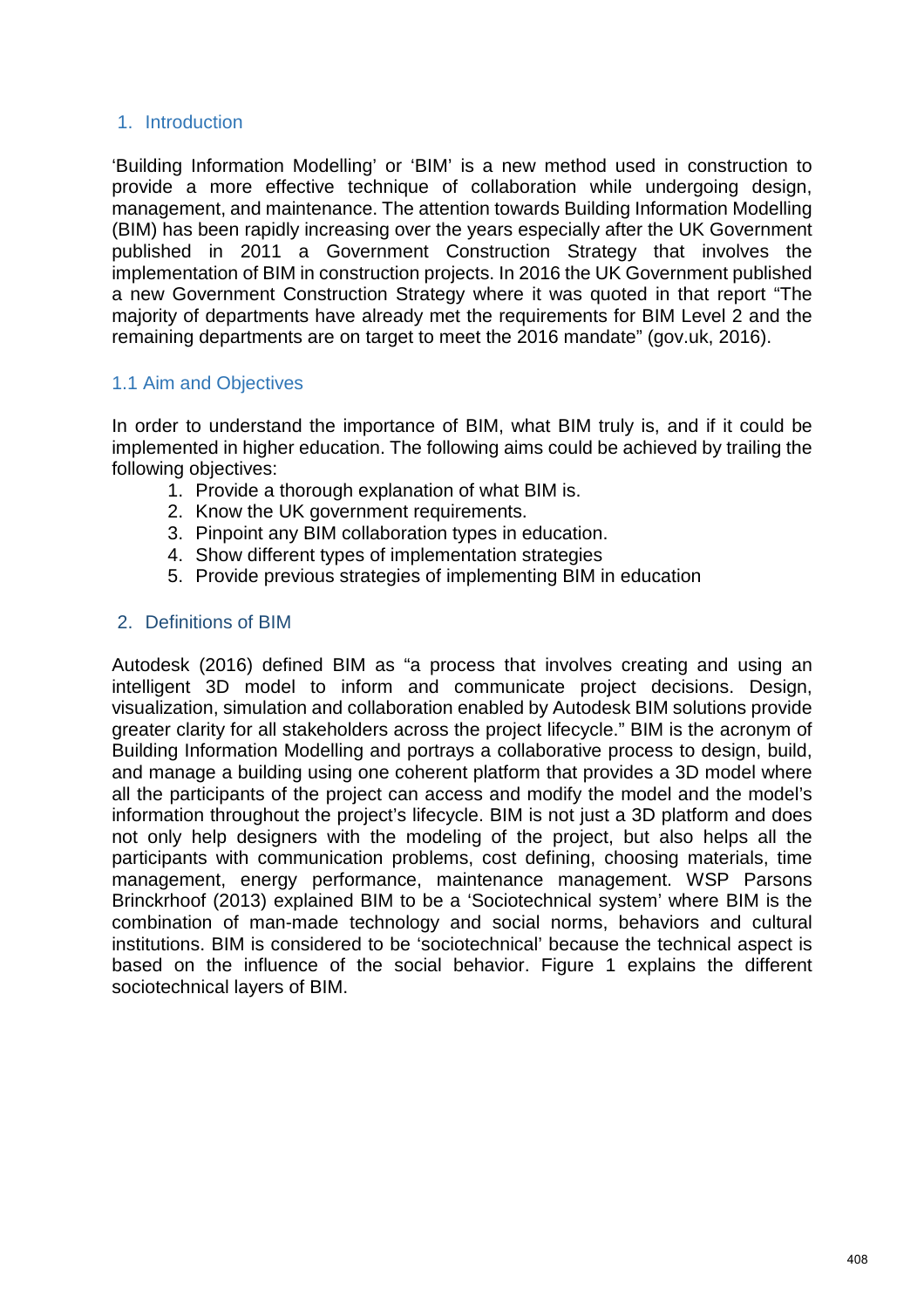## 1. Introduction

'Building Information Modelling' or 'BIM' is a new method used in construction to provide a more effective technique of collaboration while undergoing design, management, and maintenance. The attention towards Building Information Modelling (BIM) has been rapidly increasing over the years especially after the UK Government published in 2011 a Government Construction Strategy that involves the implementation of BIM in construction projects. In 2016 the UK Government published a new Government Construction Strategy where it was quoted in that report "The majority of departments have already met the requirements for BIM Level 2 and the remaining departments are on target to meet the 2016 mandate" (gov.uk, 2016).

### 1.1 Aim and Objectives

In order to understand the importance of BIM, what BIM truly is, and if it could be implemented in higher education. The following aims could be achieved by trailing the following objectives:

1. Provide a thorough explanation of what BIM is.
2. Know the UK government requirements.
3. Pinpoint any BIM collaboration types in education.
4. Show different types of implementation strategies
5. Provide previous strategies of implementing BIM in education

## 2. Definitions of BIM

Autodesk (2016) defined BIM as "a process that involves creating and using an intelligent 3D model to inform and communicate project decisions. Design, visualization, simulation and collaboration enabled by Autodesk BIM solutions provide greater clarity for all stakeholders across the project lifecycle." BIM is the acronym of Building Information Modelling and portrays a collaborative process to design, build, and manage a building using one coherent platform that provides a 3D model where all the participants of the project can access and modify the model and the model's information throughout the project's lifecycle. BIM is not just a 3D platform and does not only help designers with the modeling of the project, but also helps all the participants with communication problems, cost defining, choosing materials, time management, energy performance, maintenance management. WSP Parsons Brinckrhoof (2013) explained BIM to be a 'Sociotechnical system' where BIM is the combination of man-made technology and social norms, behaviors and cultural institutions. BIM is considered to be 'sociotechnical' because the technical aspect is based on the influence of the social behavior. Figure 1 explains the different sociotechnical layers of BIM.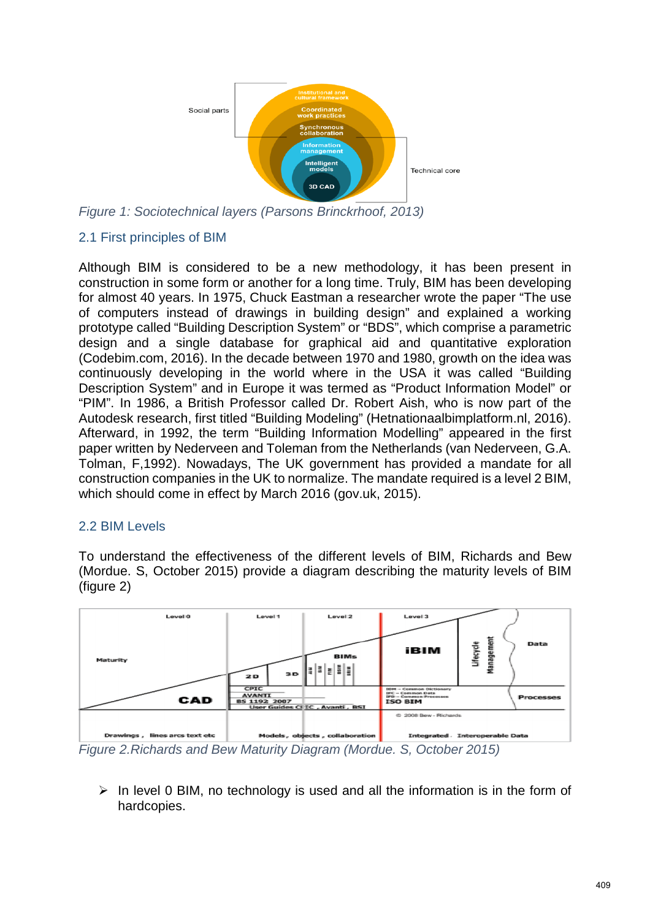Figure 1: Sociotechnical layers (Parsons Brinckrhoof, 2013)

## 2.1 First principles of BIM

Although BIM is considered to be a new methodology, it has been present in construction in some form or another for a long time. Truly, BIM has been developing for almost 40 years. In 1975, Chuck Eastman a researcher wrote the paper "The use of computers instead of drawings in building design" and explained a working prototype called "Building Description System" or "BDS", which comprise a parametric design and a single database for graphical aid and quantitative exploration (Codebim.com, 2016). In the decade between 1970 and 1980, growth on the idea was continuously developing in the world where in the USA it was called "Building Description System" and in Europe it was termed as "Product Information Model" or "PIM". In 1986, a British Professor called Dr. Robert Aish, who is now part of the Autodesk research, first titled "Building Modeling" (Hetnationaalbimplatform.nl, 2016). Afterward, in 1992, the term "Building Information Modelling" appeared in the first paper written by Nederveen and Toleman from the Netherlands (van Nederveen, G.A. Tolman, F,1992). Nowadays, The UK government has provided a mandate for all construction companies in the UK to normalize. The mandate required is a level 2 BIM, which should come in effect by March 2016 (gov.uk, 2015).

## 2.2 BIM Levels

To understand the effectiveness of the different levels of BIM, Richards and Bew (Mordue. S, October 2015) provide a diagram describing the maturity levels of BIM (figure 2)

Figure 2.Richards and Bew Maturity Diagram (Mordue. S, October 2015)

- In level 0 BIM, no technology is used and all the information is in the form of hardcopies.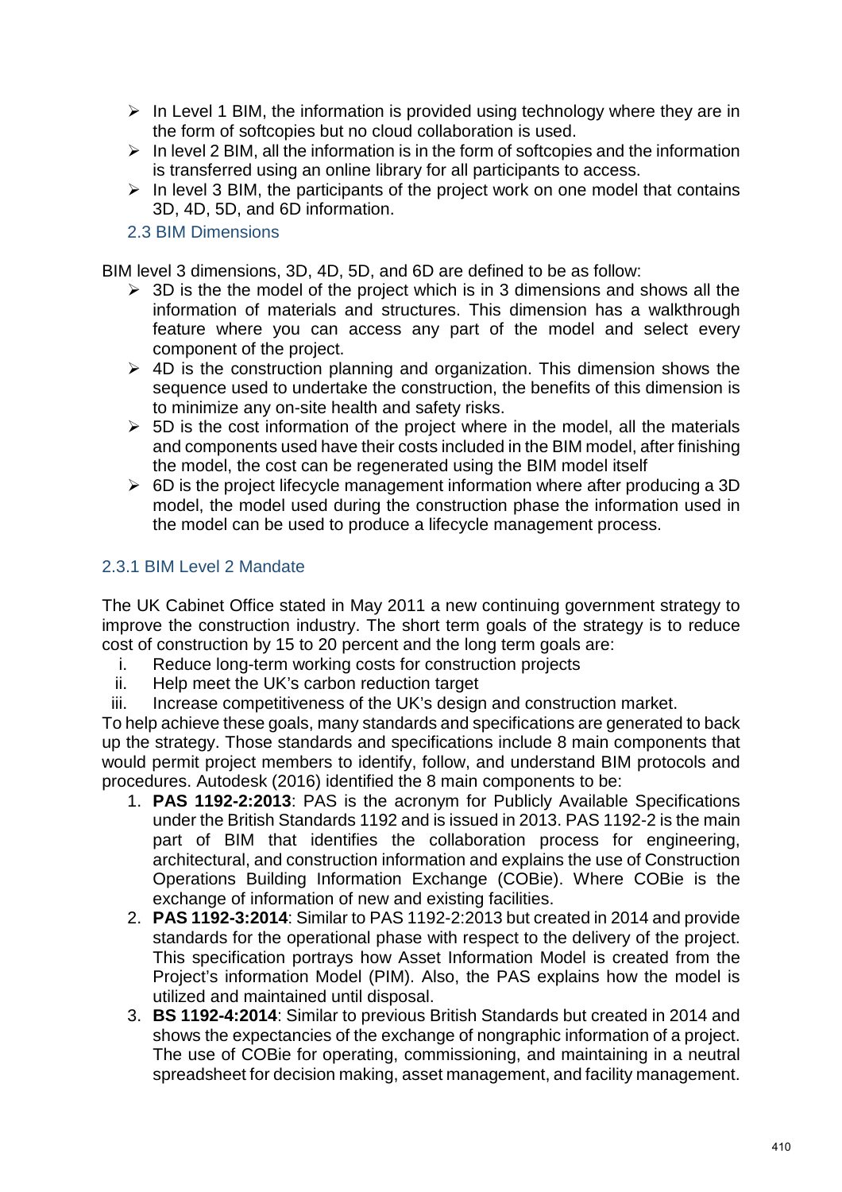- In Level 1 BIM, the information is provided using technology where they are in the form of softcopies but no cloud collaboration is used.
- In level 2 BIM, all the information is in the form of softcopies and the information is transferred using an online library for all participants to access.
- In level 3 BIM, the participants of the project work on one model that contains 3D, 4D, 5D, and 6D information.

## 2.3 BIM Dimensions

BIM level 3 dimensions, 3D, 4D, 5D, and 6D are defined to be as follow:

- 3D is the the model of the project which is in 3 dimensions and shows all the information of materials and structures. This dimension has a walkthrough feature where you can access any part of the model and select every component of the project.
- 4D is the construction planning and organization. This dimension shows the sequence used to undertake the construction, the benefits of this dimension is to minimize any on-site health and safety risks.
- 5D is the cost information of the project where in the model, all the materials and components used have their costs included in the BIM model, after finishing the model, the cost can be regenerated using the BIM model itself
- 6D is the project lifecycle management information where after producing a 3D model, the model used during the construction phase the information used in the model can be used to produce a lifecycle management process.

### 2.3.1 BIM Level 2 Mandate

The UK Cabinet Office stated in May 2011 a new continuing government strategy to improve the construction industry. The short term goals of the strategy is to reduce cost of construction by 15 to 20 percent and the long term goals are:

i. Reduce long-term working costs for construction projects
ii. Help meet the UK's carbon reduction target
iii. Increase competitiveness of the UK's design and construction market.

To help achieve these goals, many standards and specifications are generated to back up the strategy. Those standards and specifications include 8 main components that would permit project members to identify, follow, and understand BIM protocols and procedures. Autodesk (2016) identified the 8 main components to be:

1. **PAS 1192-2:2013**: PAS is the acronym for Publicly Available Specifications under the British Standards 1192 and is issued in 2013. PAS 1192-2 is the main part of BIM that identifies the collaboration process for engineering, architectural, and construction information and explains the use of Construction Operations Building Information Exchange (COBie). Where COBie is the exchange of information of new and existing facilities.
2. **PAS 1192-3:2014**: Similar to PAS 1192-2:2013 but created in 2014 and provide standards for the operational phase with respect to the delivery of the project. This specification portrays how Asset Information Model is created from the Project's information Model (PIM). Also, the PAS explains how the model is utilized and maintained until disposal.
3. **BS 1192-4:2014**: Similar to previous British Standards but created in 2014 and shows the expectancies of the exchange of nongraphic information of a project. The use of COBie for operating, commissioning, and maintaining in a neutral spreadsheet for decision making, asset management, and facility management.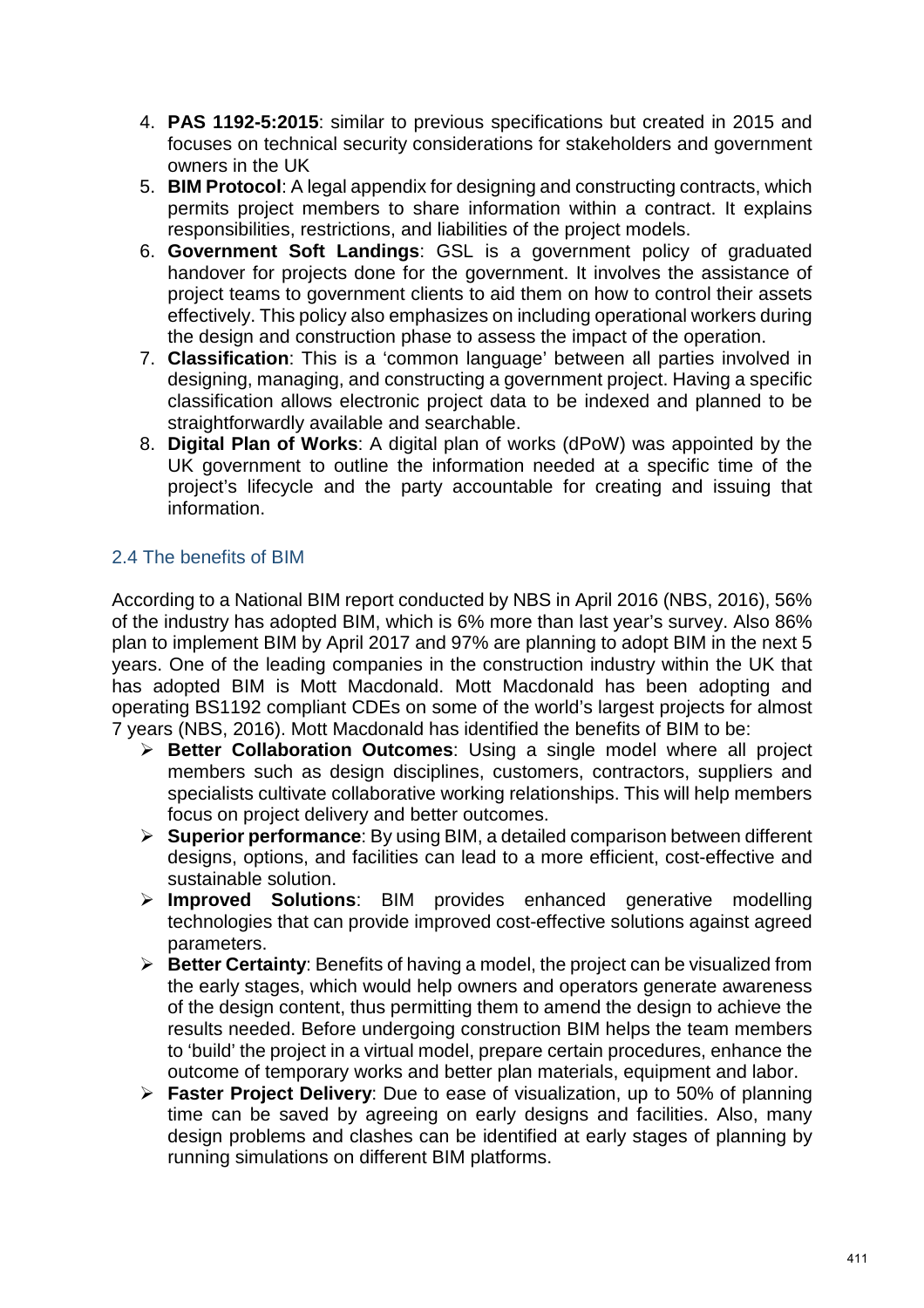4. **PAS 1192-5:2015**: similar to previous specifications but created in 2015 and focuses on technical security considerations for stakeholders and government owners in the UK
5. **BIM Protocol**: A legal appendix for designing and constructing contracts, which permits project members to share information within a contract. It explains responsibilities, restrictions, and liabilities of the project models.
6. **Government Soft Landings**: GSL is a government policy of graduated handover for projects done for the government. It involves the assistance of project teams to government clients to aid them on how to control their assets effectively. This policy also emphasizes on including operational workers during the design and construction phase to assess the impact of the operation.
7. **Classification**: This is a 'common language' between all parties involved in designing, managing, and constructing a government project. Having a specific classification allows electronic project data to be indexed and planned to be straightforwardly available and searchable.
8. **Digital Plan of Works**: A digital plan of works (dPoW) was appointed by the UK government to outline the information needed at a specific time of the project's lifecycle and the party accountable for creating and issuing that information.

## 2.4 The benefits of BIM

According to a National BIM report conducted by NBS in April 2016 (NBS, 2016), 56% of the industry has adopted BIM, which is 6% more than last year's survey. Also 86% plan to implement BIM by April 2017 and 97% are planning to adopt BIM in the next 5 years. One of the leading companies in the construction industry within the UK that has adopted BIM is Mott Macdonald. Mott Macdonald has been adopting and operating BS1192 compliant CDEs on some of the world's largest projects for almost 7 years (NBS, 2016). Mott Macdonald has identified the benefits of BIM to be:

- **Better Collaboration Outcomes**: Using a single model where all project members such as design disciplines, customers, contractors, suppliers and specialists cultivate collaborative working relationships. This will help members focus on project delivery and better outcomes.
- **Superior performance**: By using BIM, a detailed comparison between different designs, options, and facilities can lead to a more efficient, cost-effective and sustainable solution.
- **Improved Solutions**: BIM provides enhanced generative modelling technologies that can provide improved cost-effective solutions against agreed parameters.
- **Better Certainty**: Benefits of having a model, the project can be visualized from the early stages, which would help owners and operators generate awareness of the design content, thus permitting them to amend the design to achieve the results needed. Before undergoing construction BIM helps the team members to 'build' the project in a virtual model, prepare certain procedures, enhance the outcome of temporary works and better plan materials, equipment and labor.
- **Faster Project Delivery**: Due to ease of visualization, up to 50% of planning time can be saved by agreeing on early designs and facilities. Also, many design problems and clashes can be identified at early stages of planning by running simulations on different BIM platforms.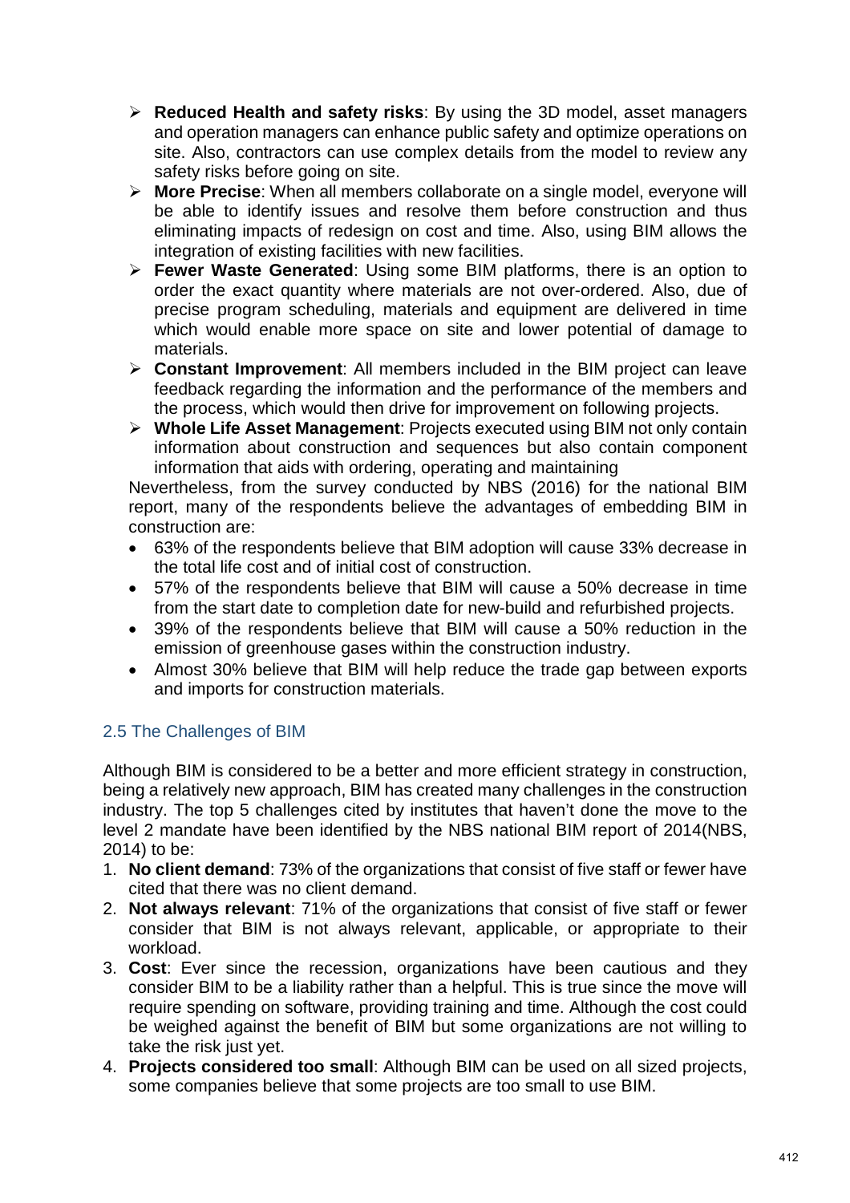- **Reduced Health and safety risks**: By using the 3D model, asset managers and operation managers can enhance public safety and optimize operations on site. Also, contractors can use complex details from the model to review any safety risks before going on site.
- **More Precise**: When all members collaborate on a single model, everyone will be able to identify issues and resolve them before construction and thus eliminating impacts of redesign on cost and time. Also, using BIM allows the integration of existing facilities with new facilities.
- **Fewer Waste Generated**: Using some BIM platforms, there is an option to order the exact quantity where materials are not over-ordered. Also, due of precise program scheduling, materials and equipment are delivered in time which would enable more space on site and lower potential of damage to materials.
- **Constant Improvement**: All members included in the BIM project can leave feedback regarding the information and the performance of the members and the process, which would then drive for improvement on following projects.
- **Whole Life Asset Management**: Projects executed using BIM not only contain information about construction and sequences but also contain component information that aids with ordering, operating and maintaining

Nevertheless, from the survey conducted by NBS (2016) for the national BIM report, many of the respondents believe the advantages of embedding BIM in construction are:

- 63% of the respondents believe that BIM adoption will cause 33% decrease in the total life cost and of initial cost of construction.
- 57% of the respondents believe that BIM will cause a 50% decrease in time from the start date to completion date for new-build and refurbished projects.
- 39% of the respondents believe that BIM will cause a 50% reduction in the emission of greenhouse gases within the construction industry.
- Almost 30% believe that BIM will help reduce the trade gap between exports and imports for construction materials.

## 2.5 The Challenges of BIM

Although BIM is considered to be a better and more efficient strategy in construction, being a relatively new approach, BIM has created many challenges in the construction industry. The top 5 challenges cited by institutes that haven't done the move to the level 2 mandate have been identified by the NBS national BIM report of 2014(NBS, 2014) to be:

1. **No client demand**: 73% of the organizations that consist of five staff or fewer have cited that there was no client demand.
2. **Not always relevant**: 71% of the organizations that consist of five staff or fewer consider that BIM is not always relevant, applicable, or appropriate to their workload.
3. **Cost**: Ever since the recession, organizations have been cautious and they consider BIM to be a liability rather than a helpful. This is true since the move will require spending on software, providing training and time. Although the cost could be weighed against the benefit of BIM but some organizations are not willing to take the risk just yet.
4. **Projects considered too small**: Although BIM can be used on all sized projects, some companies believe that some projects are too small to use BIM.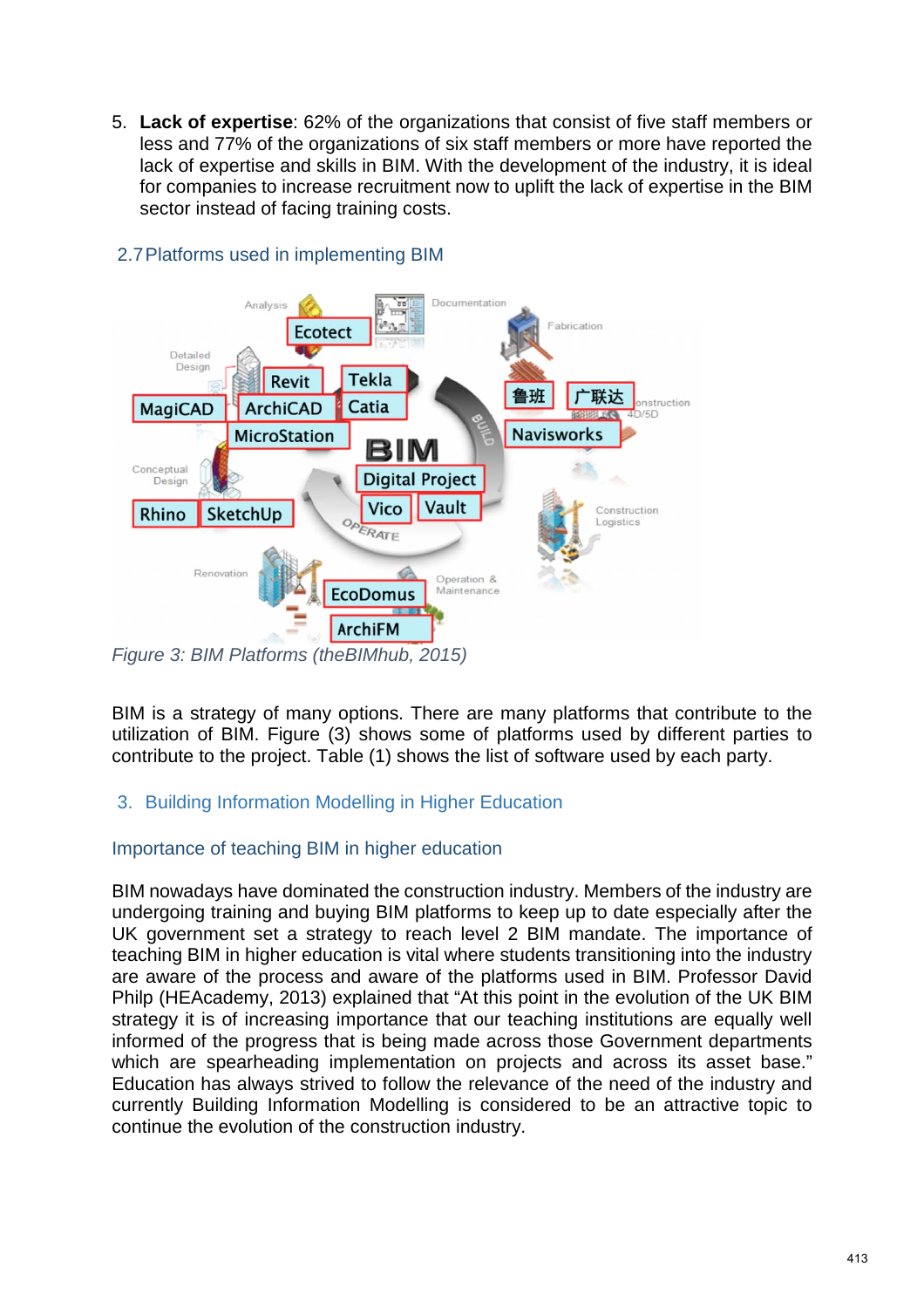5. **Lack of expertise**: 62% of the organizations that consist of five staff members or less and 77% of the organizations of six staff members or more have reported the lack of expertise and skills in BIM. With the development of the industry, it is ideal for companies to increase recruitment now to uplift the lack of expertise in the BIM sector instead of facing training costs.

## 2.7 Platforms used in implementing BIM

*Figure 3: BIM Platforms (theBIMhub, 2015)*

BIM is a strategy of many options. There are many platforms that contribute to the utilization of BIM. Figure (3) shows some of platforms used by different parties to contribute to the project. Table (1) shows the list of software used by each party.

# 3. Building Information Modelling in Higher Education

## Importance of teaching BIM in higher education

BIM nowadays have dominated the construction industry. Members of the industry are undergoing training and buying BIM platforms to keep up to date especially after the UK government set a strategy to reach level 2 BIM mandate. The importance of teaching BIM in higher education is vital where students transitioning into the industry are aware of the process and aware of the platforms used in BIM. Professor David Philp (HEAcademy, 2013) explained that "At this point in the evolution of the UK BIM strategy it is of increasing importance that our teaching institutions are equally well informed of the progress that is being made across those Government departments which are spearheading implementation on projects and across its asset base." Education has always strived to follow the relevance of the need of the industry and currently Building Information Modelling is considered to be an attractive topic to continue the evolution of the construction industry.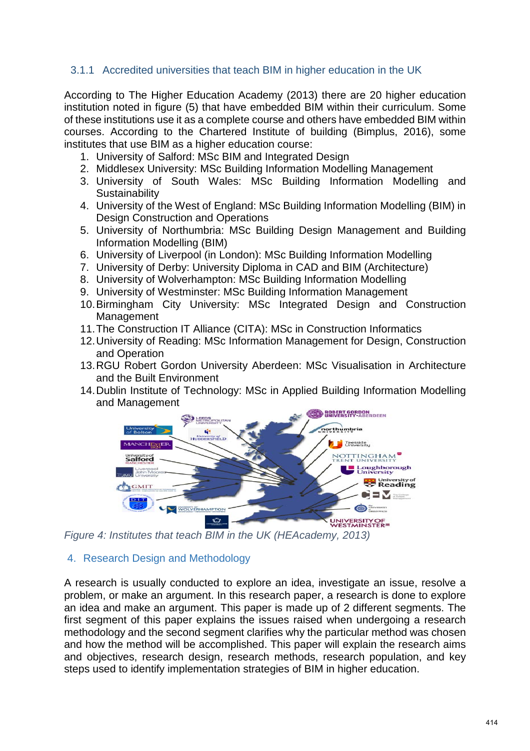### 3.1.1 Accredited universities that teach BIM in higher education in the UK

According to The Higher Education Academy (2013) there are 20 higher education institution noted in figure (5) that have embedded BIM within their curriculum. Some of these institutions use it as a complete course and others have embedded BIM within courses. According to the Chartered Institute of building (Bimplus, 2016), some institutes that use BIM as a higher education course:

1. University of Salford: MSc BIM and Integrated Design
2. Middlesex University: MSc Building Information Modelling Management
3. University of South Wales: MSc Building Information Modelling and Sustainability
4. University of the West of England: MSc Building Information Modelling (BIM) in Design Construction and Operations
5. University of Northumbria: MSc Building Design Management and Building Information Modelling (BIM)
6. University of Liverpool (in London): MSc Building Information Modelling
7. University of Derby: University Diploma in CAD and BIM (Architecture)
8. University of Wolverhampton: MSc Building Information Modelling
9. University of Westminster: MSc Building Information Management
10. Birmingham City University: MSc Integrated Design and Construction Management
11. The Construction IT Alliance (CITA): MSc in Construction Informatics
12. University of Reading: MSc Information Management for Design, Construction and Operation
13. RGU Robert Gordon University Aberdeen: MSc Visualisation in Architecture and the Built Environment
14. Dublin Institute of Technology: MSc in Applied Building Information Modelling and Management

*Figure 4: Institutes that teach BIM in the UK (HEAcademy, 2013)*

## 4. Research Design and Methodology

A research is usually conducted to explore an idea, investigate an issue, resolve a problem, or make an argument. In this research paper, a research is done to explore an idea and make an argument. This paper is made up of 2 different segments. The first segment of this paper explains the issues raised when undergoing a research methodology and the second segment clarifies why the particular method was chosen and how the method will be accomplished. This paper will explain the research aims and objectives, research design, research methods, research population, and key steps used to identify implementation strategies of BIM in higher education.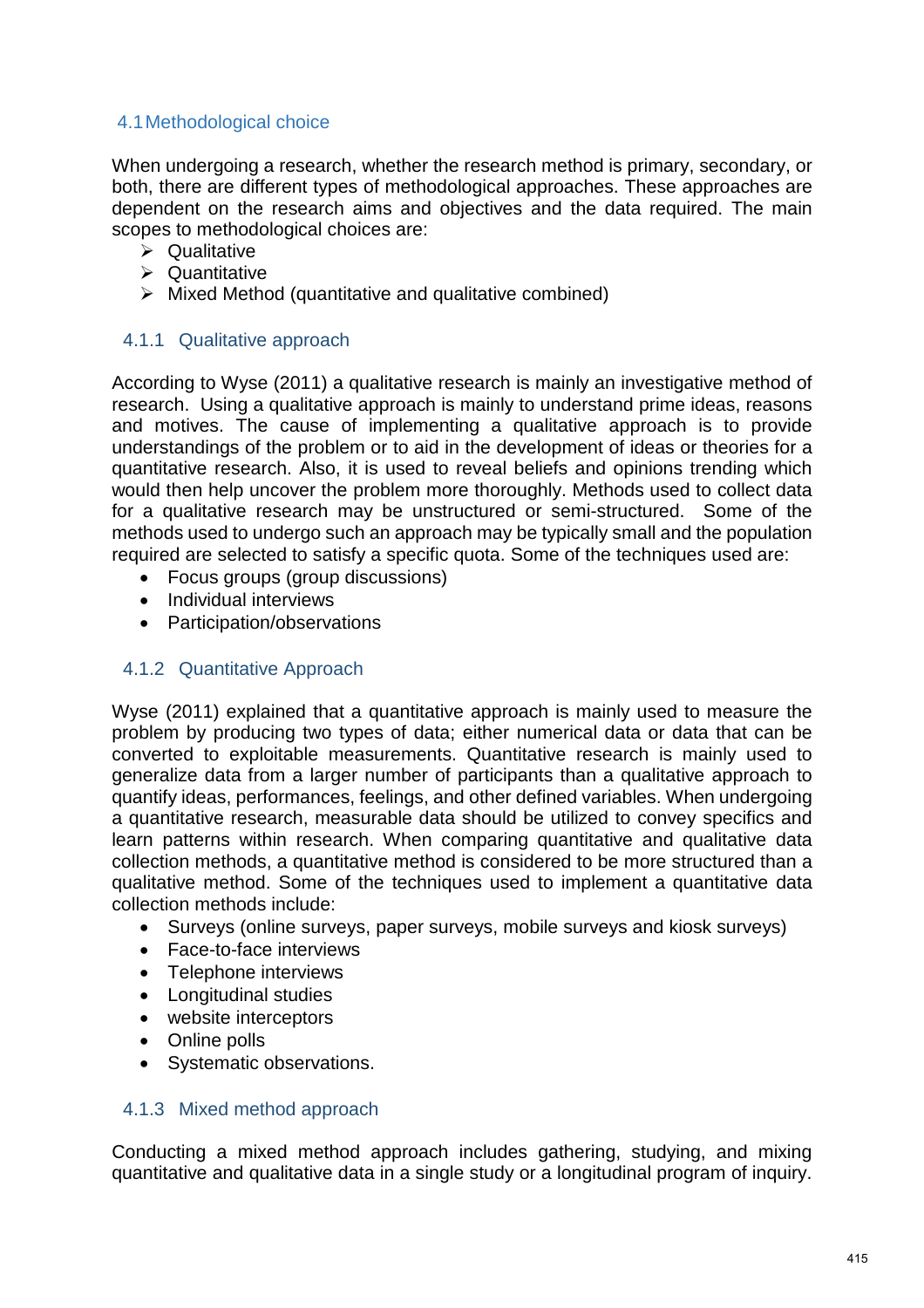## 4.1 Methodological choice

When undergoing a research, whether the research method is primary, secondary, or both, there are different types of methodological approaches. These approaches are dependent on the research aims and objectives and the data required. The main scopes to methodological choices are:

- Qualitative
- Quantitative
- Mixed Method (quantitative and qualitative combined)

### 4.1.1 Qualitative approach

According to Wyse (2011) a qualitative research is mainly an investigative method of research. Using a qualitative approach is mainly to understand prime ideas, reasons and motives. The cause of implementing a qualitative approach is to provide understandings of the problem or to aid in the development of ideas or theories for a quantitative research. Also, it is used to reveal beliefs and opinions trending which would then help uncover the problem more thoroughly. Methods used to collect data for a qualitative research may be unstructured or semi-structured. Some of the methods used to undergo such an approach may be typically small and the population required are selected to satisfy a specific quota. Some of the techniques used are:

- Focus groups (group discussions)
- Individual interviews
- Participation/observations

### 4.1.2 Quantitative Approach

Wyse (2011) explained that a quantitative approach is mainly used to measure the problem by producing two types of data; either numerical data or data that can be converted to exploitable measurements. Quantitative research is mainly used to generalize data from a larger number of participants than a qualitative approach to quantify ideas, performances, feelings, and other defined variables. When undergoing a quantitative research, measurable data should be utilized to convey specifics and learn patterns within research. When comparing quantitative and qualitative data collection methods, a quantitative method is considered to be more structured than a qualitative method. Some of the techniques used to implement a quantitative data collection methods include:

- Surveys (online surveys, paper surveys, mobile surveys and kiosk surveys)
- Face-to-face interviews
- Telephone interviews
- Longitudinal studies
- website interceptors
- Online polls
- Systematic observations.

### 4.1.3 Mixed method approach

Conducting a mixed method approach includes gathering, studying, and mixing quantitative and qualitative data in a single study or a longitudinal program of inquiry.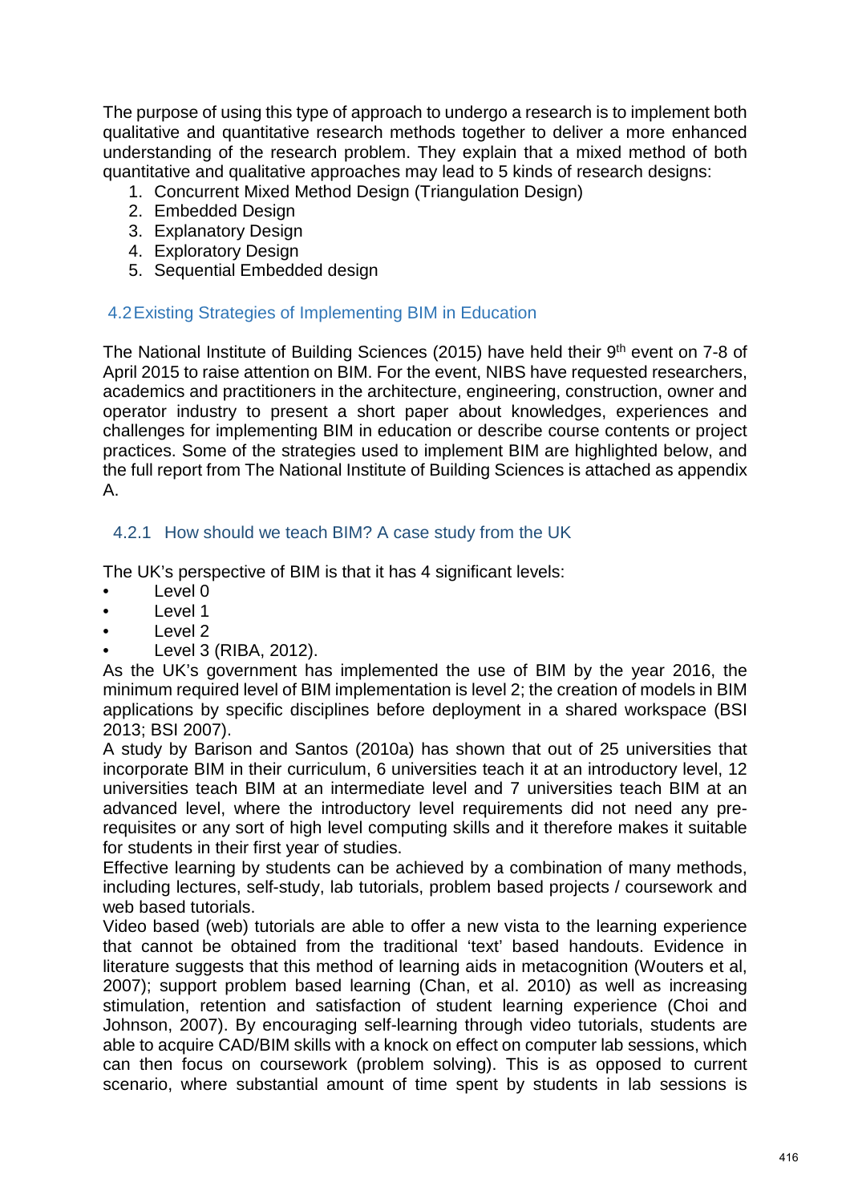The purpose of using this type of approach to undergo a research is to implement both qualitative and quantitative research methods together to deliver a more enhanced understanding of the research problem. They explain that a mixed method of both quantitative and qualitative approaches may lead to 5 kinds of research designs:

1. Concurrent Mixed Method Design (Triangulation Design)
2. Embedded Design
3. Explanatory Design
4. Exploratory Design
5. Sequential Embedded design

## 4.2 Existing Strategies of Implementing BIM in Education

The National Institute of Building Sciences (2015) have held their 9th event on 7-8 of April 2015 to raise attention on BIM. For the event, NIBS have requested researchers, academics and practitioners in the architecture, engineering, construction, owner and operator industry to present a short paper about knowledges, experiences and challenges for implementing BIM in education or describe course contents or project practices. Some of the strategies used to implement BIM are highlighted below, and the full report from The National Institute of Building Sciences is attached as appendix A.

### 4.2.1 How should we teach BIM? A case study from the UK

The UK's perspective of BIM is that it has 4 significant levels:

- Level 0
- Level 1
- Level 2
- Level 3 (RIBA, 2012).

As the UK's government has implemented the use of BIM by the year 2016, the minimum required level of BIM implementation is level 2; the creation of models in BIM applications by specific disciplines before deployment in a shared workspace (BSI 2013; BSI 2007).

A study by Barison and Santos (2010a) has shown that out of 25 universities that incorporate BIM in their curriculum, 6 universities teach it at an introductory level, 12 universities teach BIM at an intermediate level and 7 universities teach BIM at an advanced level, where the introductory level requirements did not need any pre-requisites or any sort of high level computing skills and it therefore makes it suitable for students in their first year of studies.

Effective learning by students can be achieved by a combination of many methods, including lectures, self-study, lab tutorials, problem based projects / coursework and web based tutorials.

Video based (web) tutorials are able to offer a new vista to the learning experience that cannot be obtained from the traditional 'text' based handouts. Evidence in literature suggests that this method of learning aids in metacognition (Wouters et al, 2007); support problem based learning (Chan, et al. 2010) as well as increasing stimulation, retention and satisfaction of student learning experience (Choi and Johnson, 2007). By encouraging self-learning through video tutorials, students are able to acquire CAD/BIM skills with a knock on effect on computer lab sessions, which can then focus on coursework (problem solving). This is as opposed to current scenario, where substantial amount of time spent by students in lab sessions is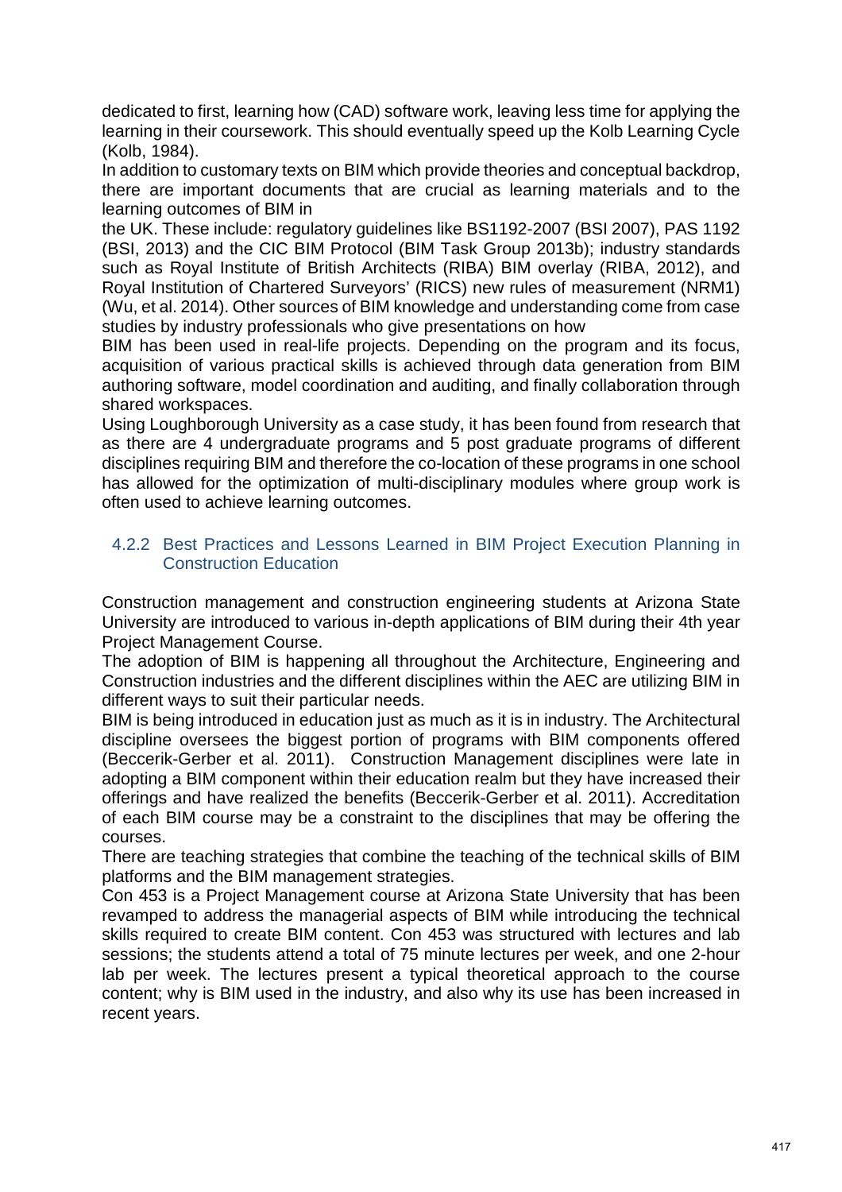dedicated to first, learning how (CAD) software work, leaving less time for applying the learning in their coursework. This should eventually speed up the Kolb Learning Cycle (Kolb, 1984).

In addition to customary texts on BIM which provide theories and conceptual backdrop, there are important documents that are crucial as learning materials and to the learning outcomes of BIM in the UK. These include: regulatory guidelines like BS1192-2007 (BSI 2007), PAS 1192 (BSI, 2013) and the CIC BIM Protocol (BIM Task Group 2013b); industry standards such as Royal Institute of British Architects (RIBA) BIM overlay (RIBA, 2012), and Royal Institution of Chartered Surveyors' (RICS) new rules of measurement (NRM1) (Wu, et al. 2014). Other sources of BIM knowledge and understanding come from case studies by industry professionals who give presentations on how BIM has been used in real-life projects. Depending on the program and its focus, acquisition of various practical skills is achieved through data generation from BIM authoring software, model coordination and auditing, and finally collaboration through shared workspaces.

Using Loughborough University as a case study, it has been found from research that as there are 4 undergraduate programs and 5 post graduate programs of different disciplines requiring BIM and therefore the co-location of these programs in one school has allowed for the optimization of multi-disciplinary modules where group work is often used to achieve learning outcomes.

#### 4.2.2 Best Practices and Lessons Learned in BIM Project Execution Planning in Construction Education

Construction management and construction engineering students at Arizona State University are introduced to various in-depth applications of BIM during their 4th year Project Management Course.

The adoption of BIM is happening all throughout the Architecture, Engineering and Construction industries and the different disciplines within the AEC are utilizing BIM in different ways to suit their particular needs.

BIM is being introduced in education just as much as it is in industry. The Architectural discipline oversees the biggest portion of programs with BIM components offered (Beccerik-Gerber et al. 2011). Construction Management disciplines were late in adopting a BIM component within their education realm but they have increased their offerings and have realized the benefits (Beccerik-Gerber et al. 2011). Accreditation of each BIM course may be a constraint to the disciplines that may be offering the courses.

There are teaching strategies that combine the teaching of the technical skills of BIM platforms and the BIM management strategies.

Con 453 is a Project Management course at Arizona State University that has been revamped to address the managerial aspects of BIM while introducing the technical skills required to create BIM content. Con 453 was structured with lectures and lab sessions; the students attend a total of 75 minute lectures per week, and one 2-hour lab per week. The lectures present a typical theoretical approach to the course content; why is BIM used in the industry, and also why its use has been increased in recent years.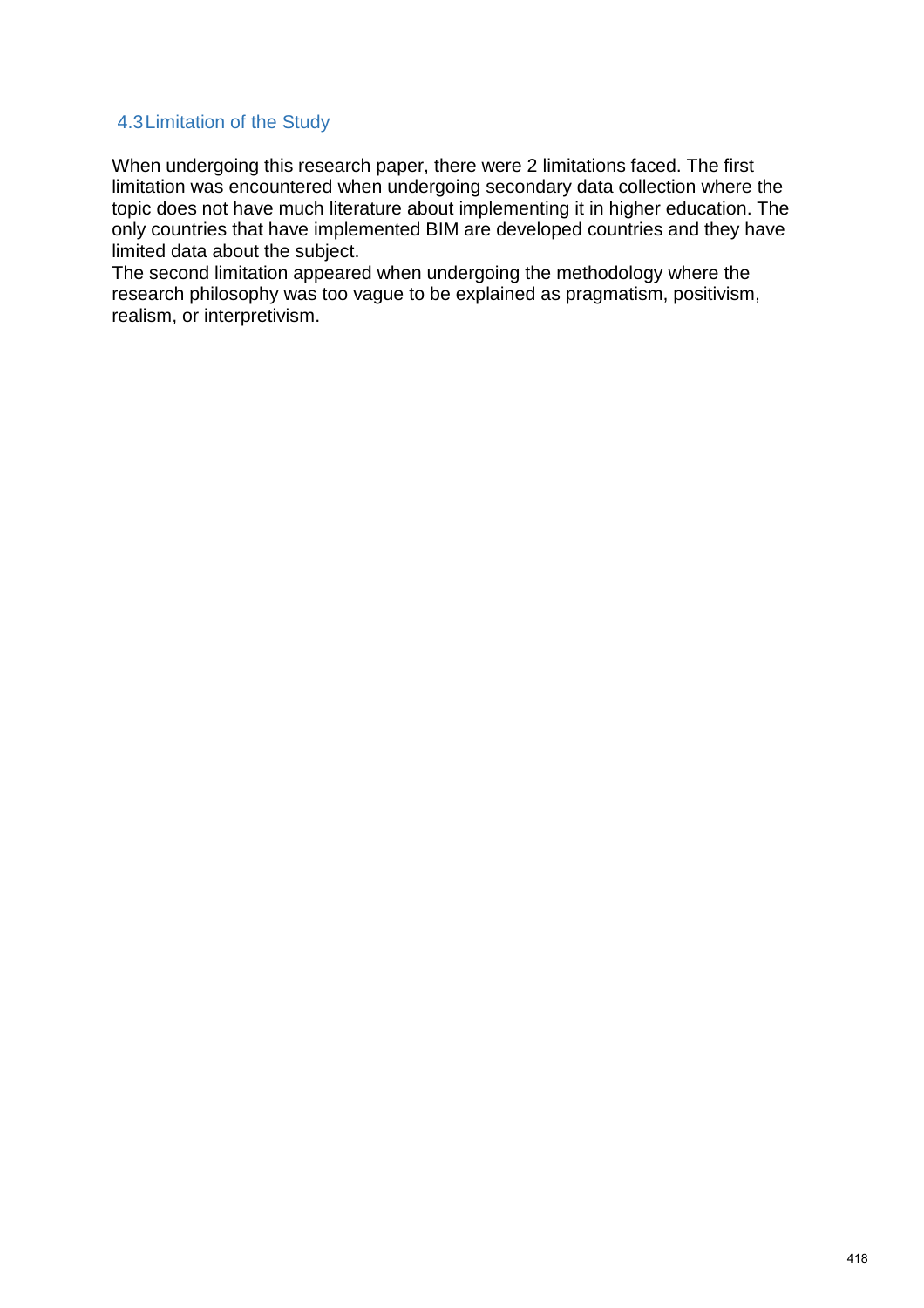## 4.3 Limitation of the Study

When undergoing this research paper, there were 2 limitations faced. The first limitation was encountered when undergoing secondary data collection where the topic does not have much literature about implementing it in higher education. The only countries that have implemented BIM are developed countries and they have limited data about the subject.

The second limitation appeared when undergoing the methodology where the research philosophy was too vague to be explained as pragmatism, positivism, realism, or interpretivism.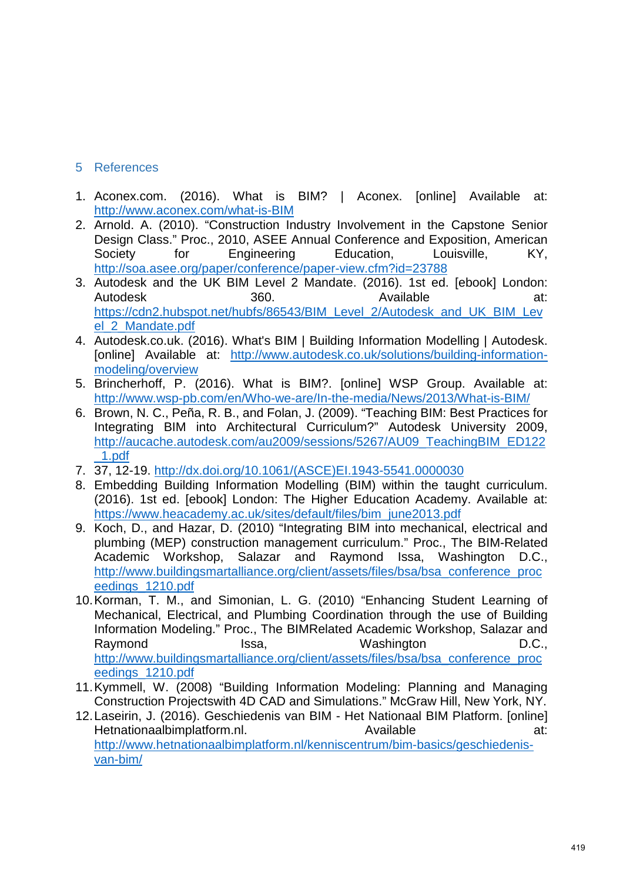## 5 References

1. Aconex.com. (2016). What is BIM? | Aconex. [online] Available at: http://www.aconex.com/what-is-BIM
2. Arnold. A. (2010). "Construction Industry Involvement in the Capstone Senior Design Class." Proc., 2010, ASEE Annual Conference and Exposition, American Society for Engineering Education, Louisville, KY, http://soa.asee.org/paper/conference/paper-view.cfm?id=23788
3. Autodesk and the UK BIM Level 2 Mandate. (2016). 1st ed. [ebook] London: Autodesk 360. Available at: https://cdn2.hubspot.net/hubfs/86543/BIM_Level_2/Autodesk_and_UK_BIM_Level_2_Mandate.pdf
4. Autodesk.co.uk. (2016). What's BIM | Building Information Modelling | Autodesk. [online] Available at: http://www.autodesk.co.uk/solutions/building-information-modeling/overview
5. Brincherhoff, P. (2016). What is BIM?. [online] WSP Group. Available at: http://www.wsp-pb.com/en/Who-we-are/In-the-media/News/2013/What-is-BIM/
6. Brown, N. C., Peña, R. B., and Folan, J. (2009). "Teaching BIM: Best Practices for Integrating BIM into Architectural Curriculum?" Autodesk University 2009, http://aucache.autodesk.com/au2009/sessions/5267/AU09_TeachingBIM_ED122_1.pdf
7. 37, 12-19. http://dx.doi.org/10.1061/(ASCE)EI.1943-5541.0000030
8. Embedding Building Information Modelling (BIM) within the taught curriculum. (2016). 1st ed. [ebook] London: The Higher Education Academy. Available at: https://www.heacademy.ac.uk/sites/default/files/bim_june2013.pdf
9. Koch, D., and Hazar, D. (2010) "Integrating BIM into mechanical, electrical and plumbing (MEP) construction management curriculum." Proc., The BIM-Related Academic Workshop, Salazar and Raymond Issa, Washington D.C., http://www.buildingsmartalliance.org/client/assets/files/bsa/bsa_conference_proceedings_1210.pdf
10. Korman, T. M., and Simonian, L. G. (2010) "Enhancing Student Learning of Mechanical, Electrical, and Plumbing Coordination through the use of Building Information Modeling." Proc., The BIMRelated Academic Workshop, Salazar and Raymond Issa, Washington D.C., http://www.buildingsmartalliance.org/client/assets/files/bsa/bsa_conference_proceedings_1210.pdf
11. Kymmell, W. (2008) "Building Information Modeling: Planning and Managing Construction Projectswith 4D CAD and Simulations." McGraw Hill, New York, NY.
12. Laseirin, J. (2016). Geschiedenis van BIM - Het Nationaal BIM Platform. [online] Hetnationaalbimplatform.nl. Available at: http://www.hetnationaalbimplatform.nl/kenniscentrum/bim-basics/geschiedenis-van-bim/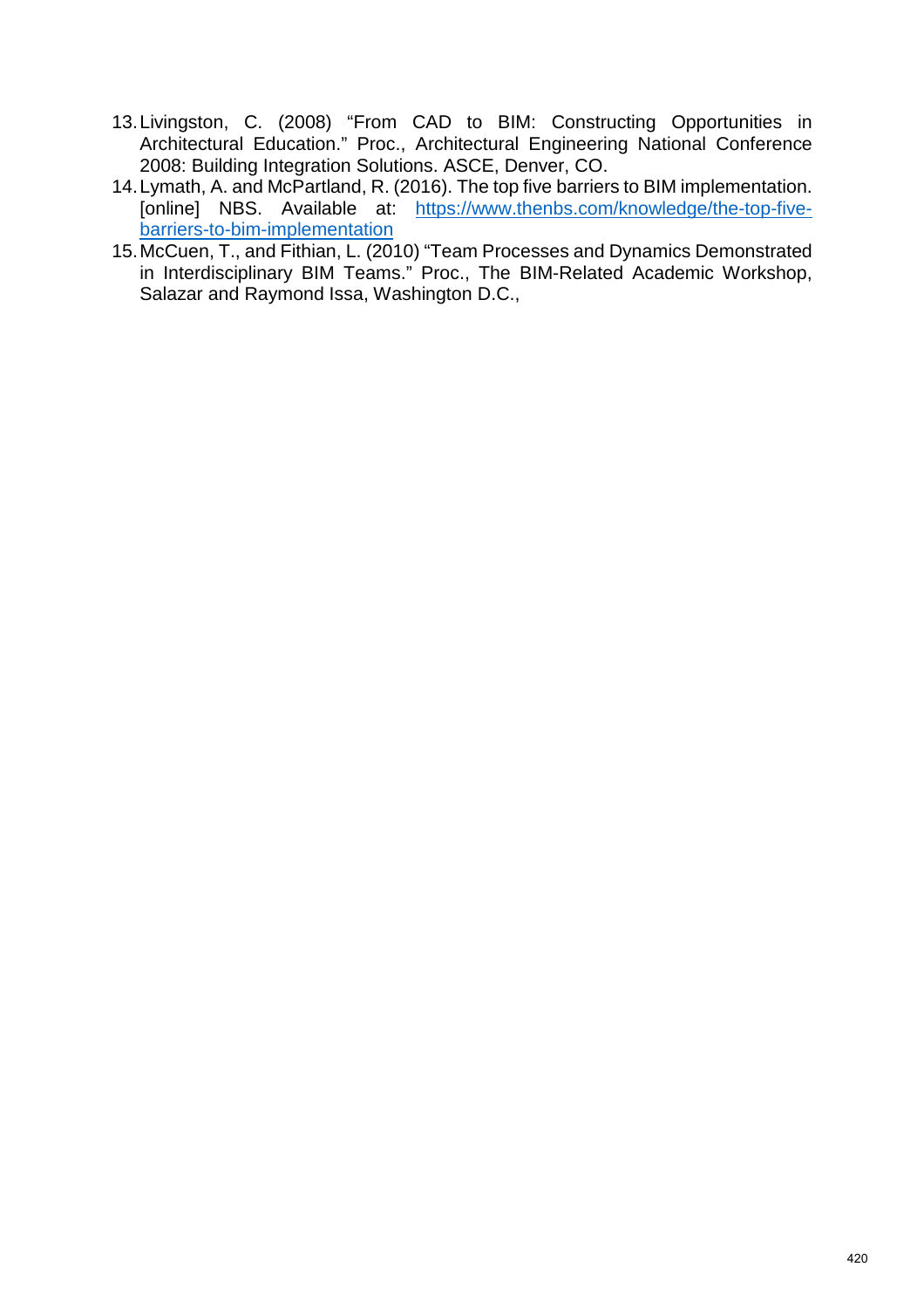13. Livingston, C. (2008) "From CAD to BIM: Constructing Opportunities in Architectural Education." Proc., Architectural Engineering National Conference 2008: Building Integration Solutions. ASCE, Denver, CO.
14. Lymath, A. and McPartland, R. (2016). The top five barriers to BIM implementation. [online] NBS. Available at: [https://www.thenbs.com/knowledge/the-top-five-barriers-to-bim-implementation](https://www.thenbs.com/knowledge/the-top-five-barriers-to-bim-implementation)
15. McCuen, T., and Fithian, L. (2010) "Team Processes and Dynamics Demonstrated in Interdisciplinary BIM Teams." Proc., The BIM-Related Academic Workshop, Salazar and Raymond Issa, Washington D.C.,